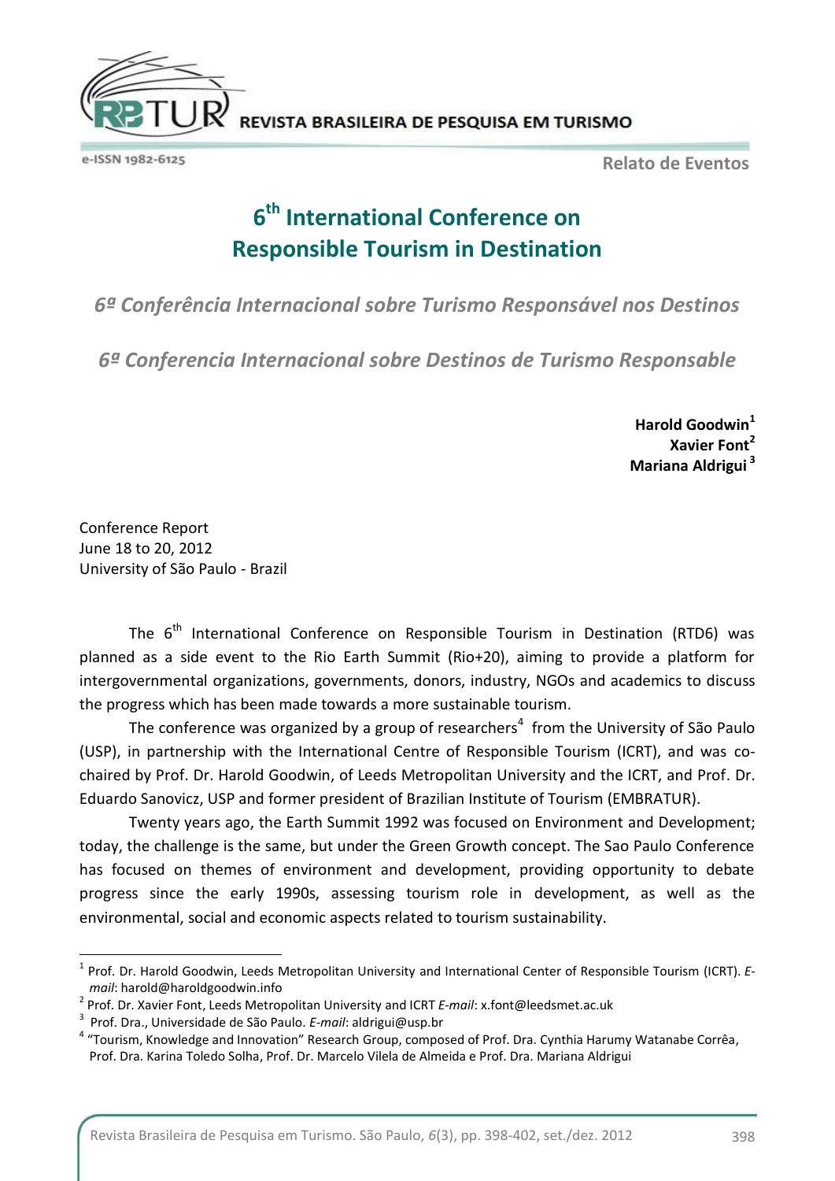Relato de Eventos

# 6th International Conference on Responsible Tourism in Destination

*6ª Conferência Internacional sobre Turismo Responsável nos Destinos*

*6ª Conferencia Internacional sobre Destinos de Turismo Responsable*

**Harold Goodwin**[1]
**Xavier Font**[2]
**Mariana Aldrigui**[3]

Conference Report
June 18 to 20, 2012
University of São Paulo - Brazil

The 6th International Conference on Responsible Tourism in Destination (RTD6) was planned as a side event to the Rio Earth Summit (Rio+20), aiming to provide a platform for intergovernmental organizations, governments, donors, industry, NGOs and academics to discuss the progress which has been made towards a more sustainable tourism.

The conference was organized by a group of researchers[4] from the University of São Paulo (USP), in partnership with the International Centre of Responsible Tourism (ICRT), and was co-chaired by Prof. Dr. Harold Goodwin, of Leeds Metropolitan University and the ICRT, and Prof. Dr. Eduardo Sanovicz, USP and former president of Brazilian Institute of Tourism (EMBRATUR).

Twenty years ago, the Earth Summit 1992 was focused on Environment and Development; today, the challenge is the same, but under the Green Growth concept. The Sao Paulo Conference has focused on themes of environment and development, providing opportunity to debate progress since the early 1990s, assessing tourism role in development, as well as the environmental, social and economic aspects related to tourism sustainability.

---

[1] Prof. Dr. Harold Goodwin, Leeds Metropolitan University and International Center of Responsible Tourism (ICRT). *E-mail*: harold@haroldgoodwin.info

[2] Prof. Dr. Xavier Font, Leeds Metropolitan University and ICRT *E-mail*: x.font@leedsmet.ac.uk

[3] Prof. Dra., Universidade de São Paulo. *E-mail*: aldrigui@usp.br

[4] "Tourism, Knowledge and Innovation" Research Group, composed of Prof. Dra. Cynthia Harumy Watanabe Corrêa, Prof. Dra. Karina Toledo Solha, Prof. Dr. Marcelo Vilela de Almeida e Prof. Dra. Mariana Aldrigui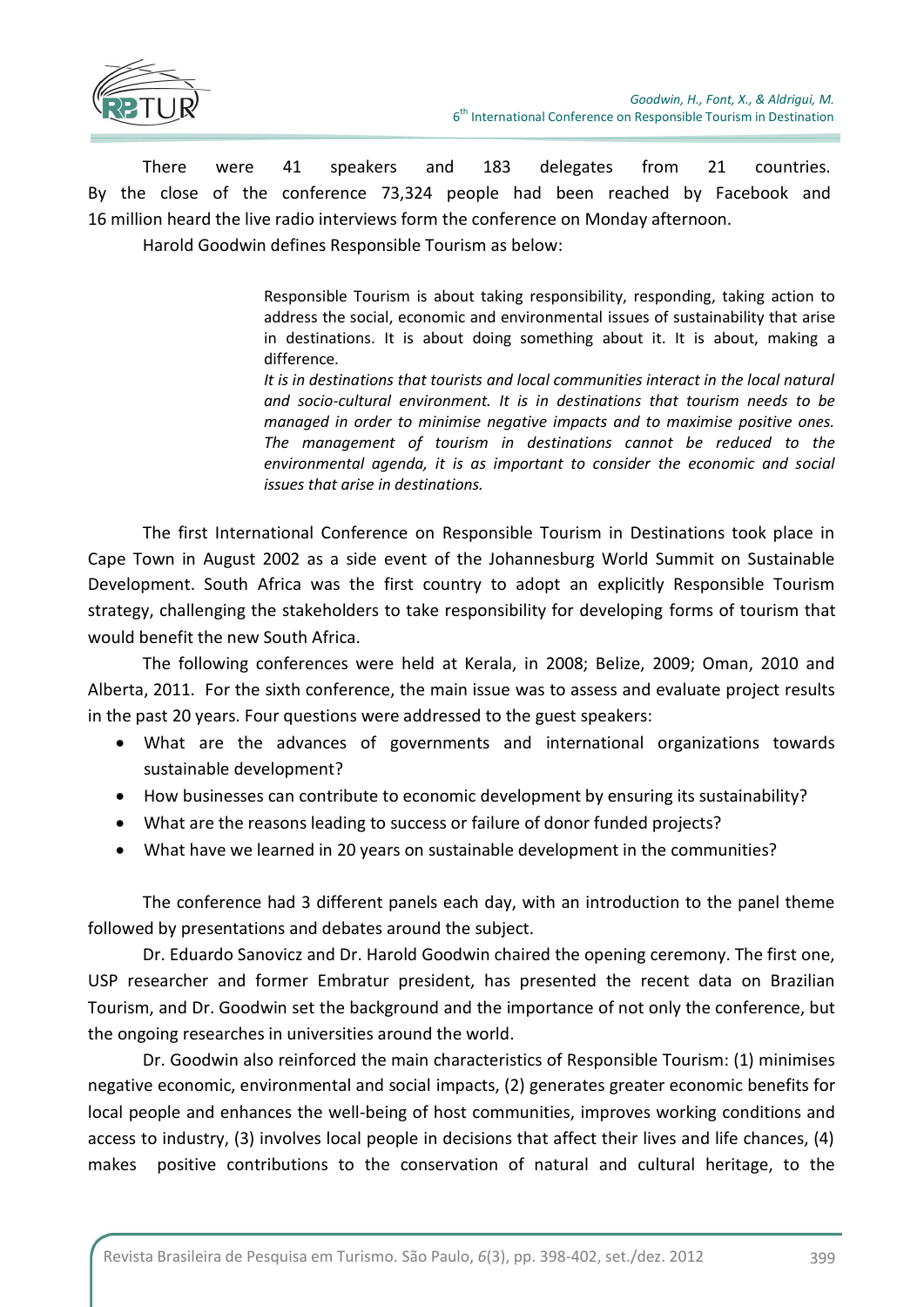There were 41 speakers and 183 delegates from 21 countries. By the close of the conference 73,324 people had been reached by Facebook and 16 million heard the live radio interviews form the conference on Monday afternoon.

Harold Goodwin defines Responsible Tourism as below:

> Responsible Tourism is about taking responsibility, responding, taking action to address the social, economic and environmental issues of sustainability that arise in destinations. It is about doing something about it. It is about, making a difference.
> *It is in destinations that tourists and local communities interact in the local natural and socio-cultural environment. It is in destinations that tourism needs to be managed in order to minimise negative impacts and to maximise positive ones. The management of tourism in destinations cannot be reduced to the environmental agenda, it is as important to consider the economic and social issues that arise in destinations.*

The first International Conference on Responsible Tourism in Destinations took place in Cape Town in August 2002 as a side event of the Johannesburg World Summit on Sustainable Development. South Africa was the first country to adopt an explicitly Responsible Tourism strategy, challenging the stakeholders to take responsibility for developing forms of tourism that would benefit the new South Africa.

The following conferences were held at Kerala, in 2008; Belize, 2009; Oman, 2010 and Alberta, 2011. For the sixth conference, the main issue was to assess and evaluate project results in the past 20 years. Four questions were addressed to the guest speakers:

- What are the advances of governments and international organizations towards sustainable development?
- How businesses can contribute to economic development by ensuring its sustainability?
- What are the reasons leading to success or failure of donor funded projects?
- What have we learned in 20 years on sustainable development in the communities?

The conference had 3 different panels each day, with an introduction to the panel theme followed by presentations and debates around the subject.

Dr. Eduardo Sanovicz and Dr. Harold Goodwin chaired the opening ceremony. The first one, USP researcher and former Embratur president, has presented the recent data on Brazilian Tourism, and Dr. Goodwin set the background and the importance of not only the conference, but the ongoing researches in universities around the world.

Dr. Goodwin also reinforced the main characteristics of Responsible Tourism: (1) minimises negative economic, environmental and social impacts, (2) generates greater economic benefits for local people and enhances the well-being of host communities, improves working conditions and access to industry, (3) involves local people in decisions that affect their lives and life chances, (4) makes positive contributions to the conservation of natural and cultural heritage, to the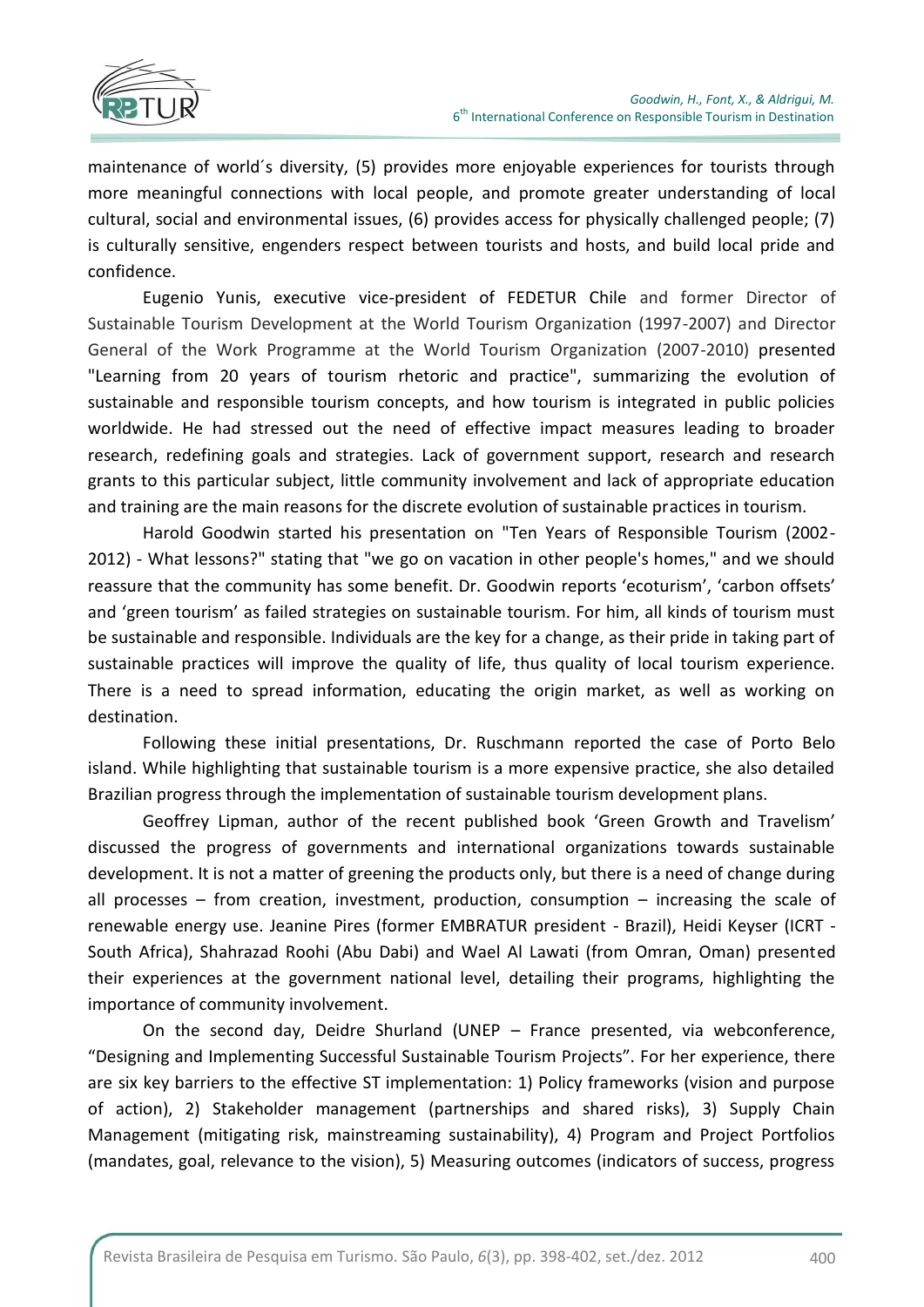maintenance of world´s diversity, (5) provides more enjoyable experiences for tourists through more meaningful connections with local people, and promote greater understanding of local cultural, social and environmental issues, (6) provides access for physically challenged people; (7) is culturally sensitive, engenders respect between tourists and hosts, and build local pride and confidence.

Eugenio Yunis, executive vice-president of FEDETUR Chile and former Director of Sustainable Tourism Development at the World Tourism Organization (1997-2007) and Director General of the Work Programme at the World Tourism Organization (2007-2010) presented "Learning from 20 years of tourism rhetoric and practice", summarizing the evolution of sustainable and responsible tourism concepts, and how tourism is integrated in public policies worldwide. He had stressed out the need of effective impact measures leading to broader research, redefining goals and strategies. Lack of government support, research and research grants to this particular subject, little community involvement and lack of appropriate education and training are the main reasons for the discrete evolution of sustainable practices in tourism.

Harold Goodwin started his presentation on "Ten Years of Responsible Tourism (2002-2012) - What lessons?" stating that "we go on vacation in other people's homes," and we should reassure that the community has some benefit. Dr. Goodwin reports 'ecoturism', 'carbon offsets' and 'green tourism' as failed strategies on sustainable tourism. For him, all kinds of tourism must be sustainable and responsible. Individuals are the key for a change, as their pride in taking part of sustainable practices will improve the quality of life, thus quality of local tourism experience. There is a need to spread information, educating the origin market, as well as working on destination.

Following these initial presentations, Dr. Ruschmann reported the case of Porto Belo island. While highlighting that sustainable tourism is a more expensive practice, she also detailed Brazilian progress through the implementation of sustainable tourism development plans.

Geoffrey Lipman, author of the recent published book 'Green Growth and Travelism' discussed the progress of governments and international organizations towards sustainable development. It is not a matter of greening the products only, but there is a need of change during all processes – from creation, investment, production, consumption – increasing the scale of renewable energy use. Jeanine Pires (former EMBRATUR president - Brazil), Heidi Keyser (ICRT - South Africa), Shahrazad Roohi (Abu Dabi) and Wael Al Lawati (from Omran, Oman) presented their experiences at the government national level, detailing their programs, highlighting the importance of community involvement.

On the second day, Deidre Shurland (UNEP – France presented, via webconference, "Designing and Implementing Successful Sustainable Tourism Projects". For her experience, there are six key barriers to the effective ST implementation: 1) Policy frameworks (vision and purpose of action), 2) Stakeholder management (partnerships and shared risks), 3) Supply Chain Management (mitigating risk, mainstreaming sustainability), 4) Program and Project Portfolios (mandates, goal, relevance to the vision), 5) Measuring outcomes (indicators of success, progress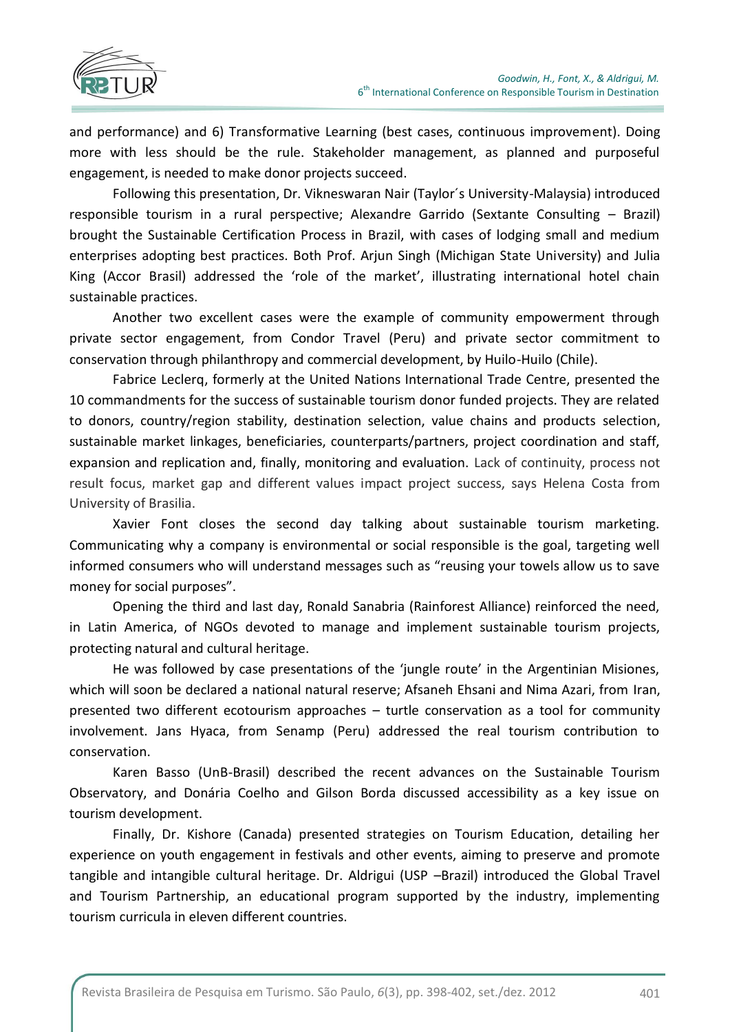and performance) and 6) Transformative Learning (best cases, continuous improvement). Doing more with less should be the rule. Stakeholder management, as planned and purposeful engagement, is needed to make donor projects succeed.

Following this presentation, Dr. Vikneswaran Nair (Taylor´s University-Malaysia) introduced responsible tourism in a rural perspective; Alexandre Garrido (Sextante Consulting – Brazil) brought the Sustainable Certification Process in Brazil, with cases of lodging small and medium enterprises adopting best practices. Both Prof. Arjun Singh (Michigan State University) and Julia King (Accor Brasil) addressed the 'role of the market', illustrating international hotel chain sustainable practices.

Another two excellent cases were the example of community empowerment through private sector engagement, from Condor Travel (Peru) and private sector commitment to conservation through philanthropy and commercial development, by Huilo-Huilo (Chile).

Fabrice Leclerq, formerly at the United Nations International Trade Centre, presented the 10 commandments for the success of sustainable tourism donor funded projects. They are related to donors, country/region stability, destination selection, value chains and products selection, sustainable market linkages, beneficiaries, counterparts/partners, project coordination and staff, expansion and replication and, finally, monitoring and evaluation. Lack of continuity, process not result focus, market gap and different values impact project success, says Helena Costa from University of Brasilia.

Xavier Font closes the second day talking about sustainable tourism marketing. Communicating why a company is environmental or social responsible is the goal, targeting well informed consumers who will understand messages such as "reusing your towels allow us to save money for social purposes".

Opening the third and last day, Ronald Sanabria (Rainforest Alliance) reinforced the need, in Latin America, of NGOs devoted to manage and implement sustainable tourism projects, protecting natural and cultural heritage.

He was followed by case presentations of the 'jungle route' in the Argentinian Misiones, which will soon be declared a national natural reserve; Afsaneh Ehsani and Nima Azari, from Iran, presented two different ecotourism approaches – turtle conservation as a tool for community involvement. Jans Hyaca, from Senamp (Peru) addressed the real tourism contribution to conservation.

Karen Basso (UnB-Brasil) described the recent advances on the Sustainable Tourism Observatory, and Donária Coelho and Gilson Borda discussed accessibility as a key issue on tourism development.

Finally, Dr. Kishore (Canada) presented strategies on Tourism Education, detailing her experience on youth engagement in festivals and other events, aiming to preserve and promote tangible and intangible cultural heritage. Dr. Aldrigui (USP –Brazil) introduced the Global Travel and Tourism Partnership, an educational program supported by the industry, implementing tourism curricula in eleven different countries.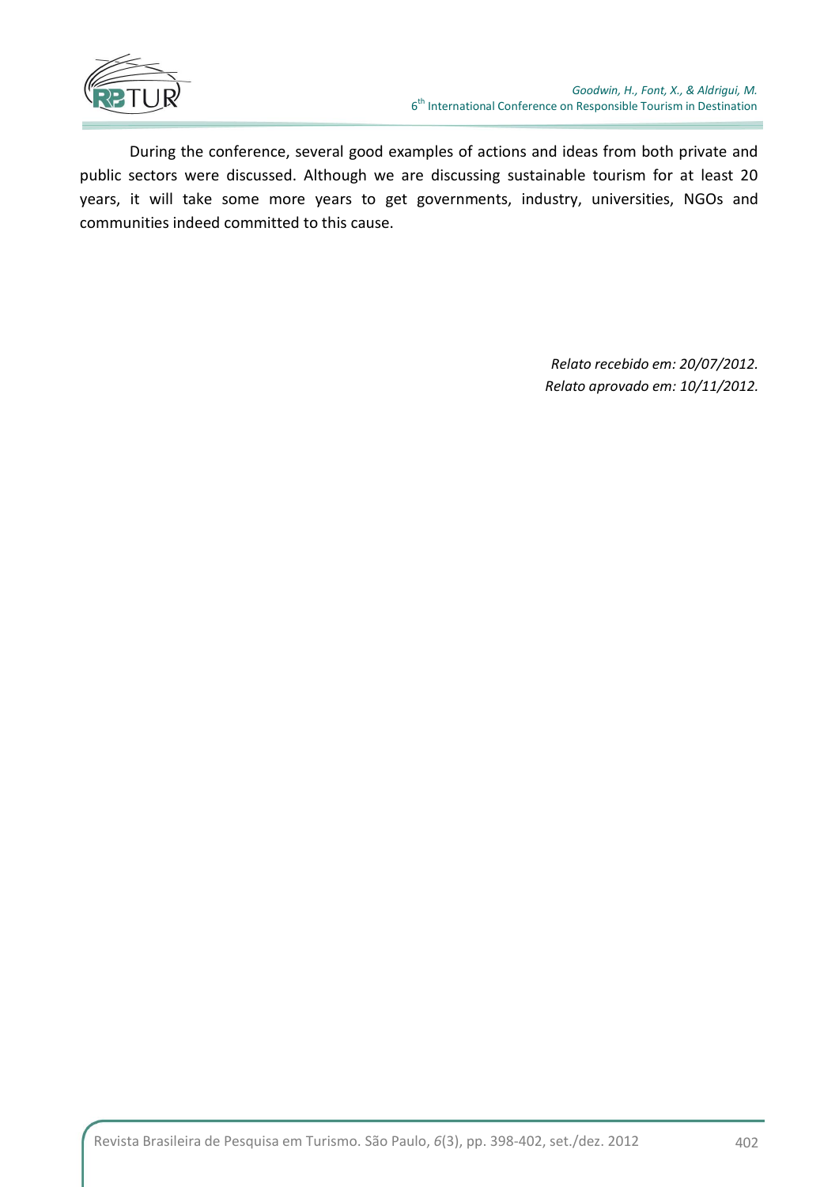During the conference, several good examples of actions and ideas from both private and public sectors were discussed. Although we are discussing sustainable tourism for at least 20 years, it will take some more years to get governments, industry, universities, NGOs and communities indeed committed to this cause.

*Relato recebido em: 20/07/2012.*
*Relato aprovado em: 10/11/2012.*